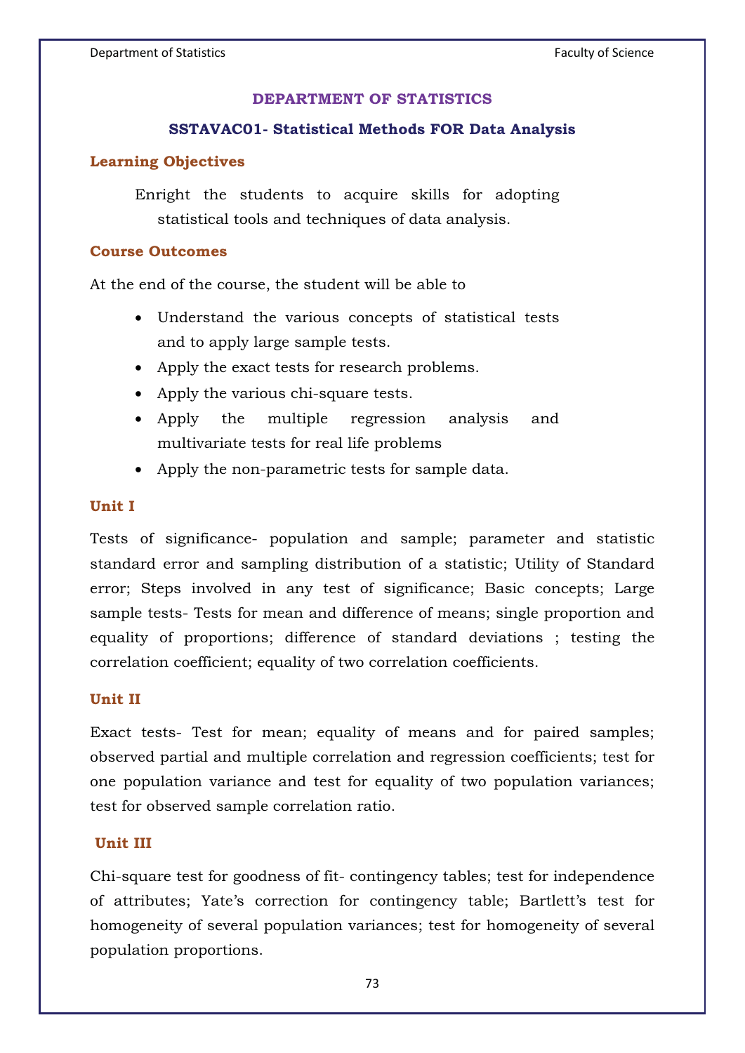# DEPARTMENT OF STATISTICS

## SSTAVAC01- Statistical Methods FOR Data Analysis

### Learning Objectives

Enright the students to acquire skills for adopting statistical tools and techniques of data analysis.

### Course Outcomes

At the end of the course, the student will be able to

- Understand the various concepts of statistical tests and to apply large sample tests.
- Apply the exact tests for research problems.
- Apply the various chi-square tests.
- Apply the multiple regression analysis and multivariate tests for real life problems
- Apply the non-parametric tests for sample data.

### Unit I

Tests of significance- population and sample; parameter and statistic standard error and sampling distribution of a statistic; Utility of Standard error; Steps involved in any test of significance; Basic concepts; Large sample tests- Tests for mean and difference of means; single proportion and equality of proportions; difference of standard deviations ; testing the correlation coefficient; equality of two correlation coefficients.

### Unit II

Exact tests- Test for mean; equality of means and for paired samples; observed partial and multiple correlation and regression coefficients; test for one population variance and test for equality of two population variances; test for observed sample correlation ratio.

### Unit III

Chi-square test for goodness of fit- contingency tables; test for independence of attributes; Yate's correction for contingency table; Bartlett's test for homogeneity of several population variances; test for homogeneity of several population proportions.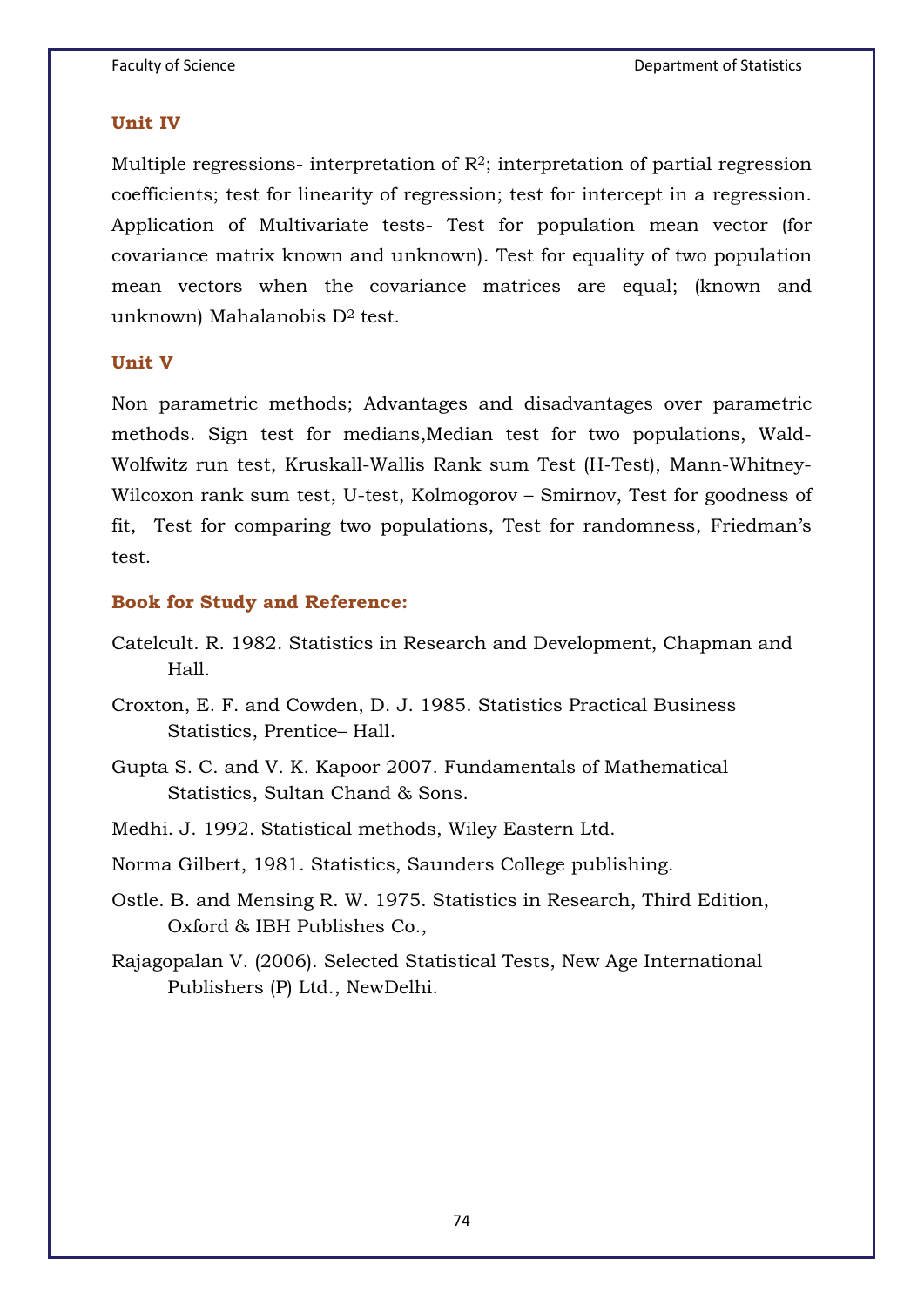## Unit IV

Multiple regressions- interpretation of $R^2$; interpretation of partial regression coefficients; test for linearity of regression; test for intercept in a regression. Application of Multivariate tests- Test for population mean vector (for covariance matrix known and unknown). Test for equality of two population mean vectors when the covariance matrices are equal; (known and unknown) Mahalanobis $D^2$ test.

## Unit V

Non parametric methods; Advantages and disadvantages over parametric methods. Sign test for medians,Median test for two populations, Wald-Wolfwitz run test, Kruskall-Wallis Rank sum Test (H-Test), Mann-Whitney-Wilcoxon rank sum test, U-test, Kolmogorov – Smirnov, Test for goodness of fit, Test for comparing two populations, Test for randomness, Friedman's test.

## Book for Study and Reference:

Catelcult. R. 1982. Statistics in Research and Development, Chapman and Hall.

Croxton, E. F. and Cowden, D. J. 1985. Statistics Practical Business Statistics, Prentice– Hall.

Gupta S. C. and V. K. Kapoor 2007. Fundamentals of Mathematical Statistics, Sultan Chand & Sons.

Medhi. J. 1992. Statistical methods, Wiley Eastern Ltd.

Norma Gilbert, 1981. Statistics, Saunders College publishing.

Ostle. B. and Mensing R. W. 1975. Statistics in Research, Third Edition, Oxford & IBH Publishes Co.,

Rajagopalan V. (2006). Selected Statistical Tests, New Age International Publishers (P) Ltd., NewDelhi.